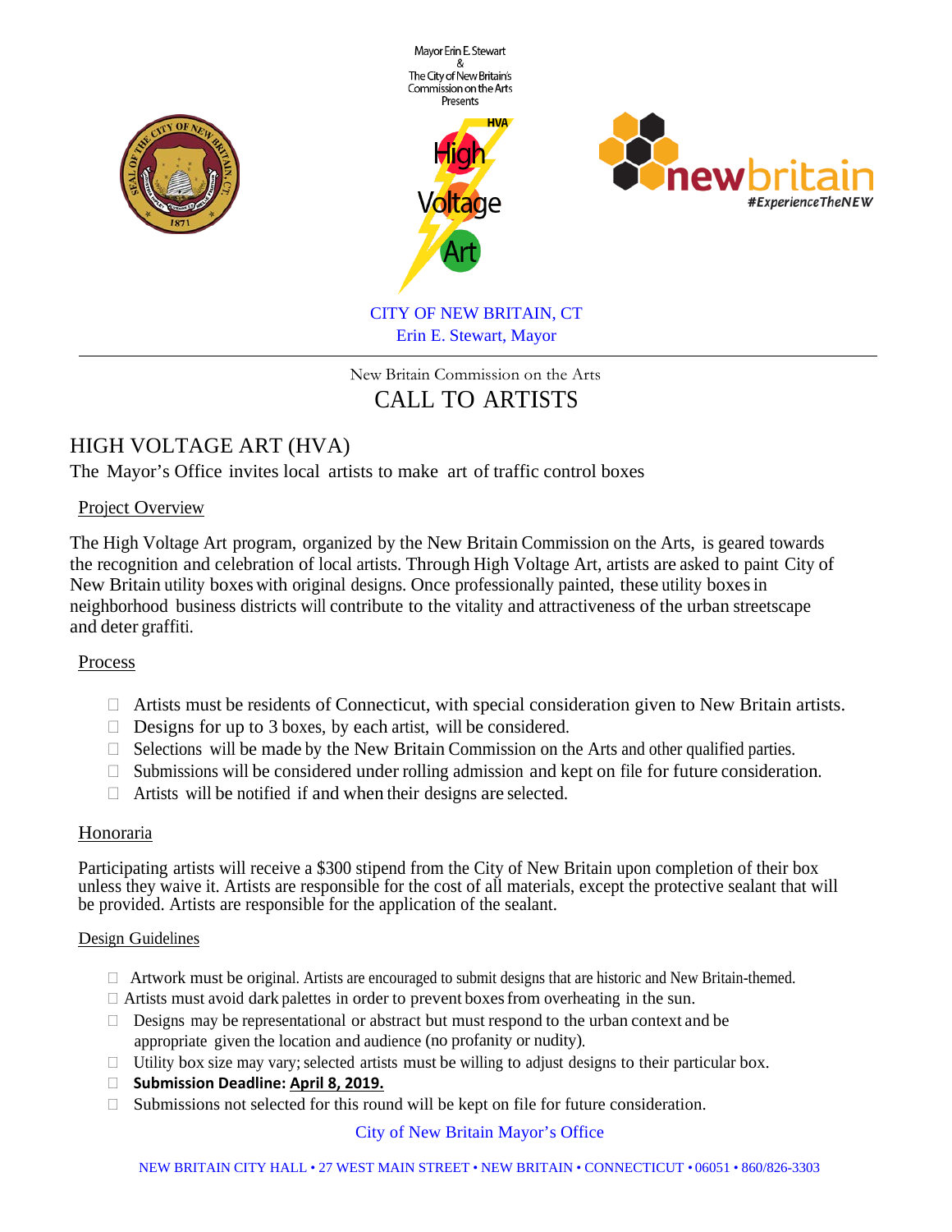Mayor Erin E. Stewart
&
The City of New Britain's
Commission on the Arts
Presents

HVA
High
Voltage
Art

newbritain
#ExperienceTheNEW

CITY OF NEW BRITAIN, CT
Erin E. Stewart, Mayor

---

New Britain Commission on the Arts

# CALL TO ARTISTS

## HIGH VOLTAGE ART (HVA)

The Mayor's Office invites local artists to make art of traffic control boxes

### Project Overview

The High Voltage Art program, organized by the New Britain Commission on the Arts, is geared towards the recognition and celebration of local artists. Through High Voltage Art, artists are asked to paint City of New Britain utility boxes with original designs. Once professionally painted, these utility boxes in neighborhood business districts will contribute to the vitality and attractiveness of the urban streetscape and deter graffiti.

### Process

- Artists must be residents of Connecticut, with special consideration given to New Britain artists.
- Designs for up to 3 boxes, by each artist, will be considered.
- Selections will be made by the New Britain Commission on the Arts and other qualified parties.
- Submissions will be considered under rolling admission and kept on file for future consideration.
- Artists will be notified if and when their designs are selected.

### Honoraria

Participating artists will receive a $300 stipend from the City of New Britain upon completion of their box unless they waive it. Artists are responsible for the cost of all materials, except the protective sealant that will be provided. Artists are responsible for the application of the sealant.

### Design Guidelines

- Artwork must be original. Artists are encouraged to submit designs that are historic and New Britain-themed.
- Artists must avoid dark palettes in order to prevent boxes from overheating in the sun.
- Designs may be representational or abstract but must respond to the urban context and be appropriate given the location and audience (no profanity or nudity).
- Utility box size may vary; selected artists must be willing to adjust designs to their particular box.
- **Submission Deadline: <u>April 8, 2019.</u>**
- Submissions not selected for this round will be kept on file for future consideration.

City of New Britain Mayor's Office

NEW BRITAIN CITY HALL • 27 WEST MAIN STREET • NEW BRITAIN • CONNECTICUT • 06051 • 860/826-3303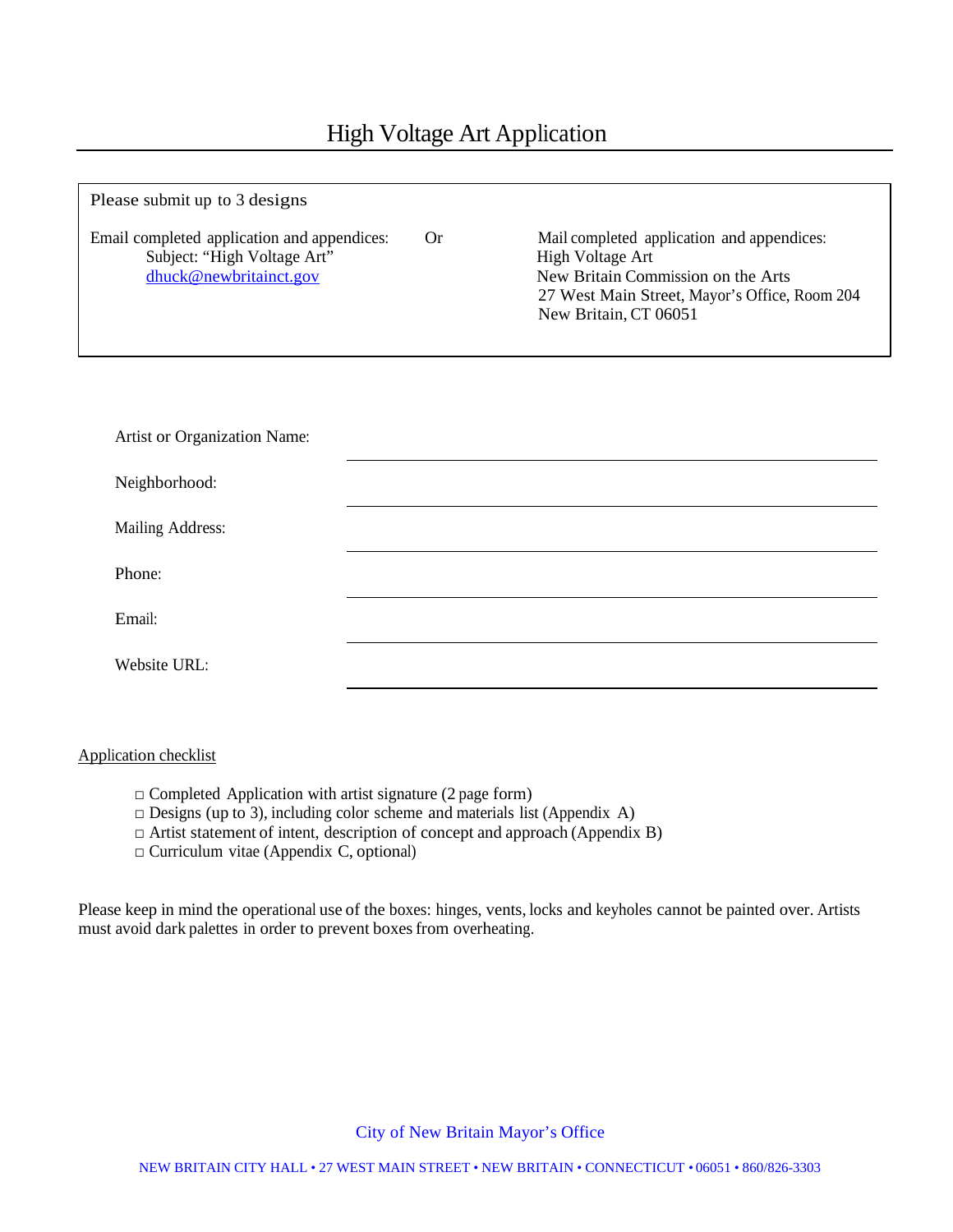# High Voltage Art Application

Please submit up to 3 designs

Email completed application and appendices:
Subject: "High Voltage Art"
dhuck@newbritainct.gov

Or

Mail completed application and appendices:
High Voltage Art
New Britain Commission on the Arts
27 West Main Street, Mayor's Office, Room 204
New Britain, CT 06051

Artist or Organization Name: ______________________________

Neighborhood: ______________________________

Mailing Address: ______________________________

Phone: ______________________________

Email: ______________________________

Website URL: ______________________________

Application checklist

- □ Completed Application with artist signature (2 page form)
- □ Designs (up to 3), including color scheme and materials list (Appendix A)
- □ Artist statement of intent, description of concept and approach (Appendix B)
- □ Curriculum vitae (Appendix C, optional)

Please keep in mind the operational use of the boxes: hinges, vents, locks and keyholes cannot be painted over. Artists must avoid dark palettes in order to prevent boxes from overheating.

City of New Britain Mayor's Office

NEW BRITAIN CITY HALL • 27 WEST MAIN STREET • NEW BRITAIN • CONNECTICUT • 06051 • 860/826-3303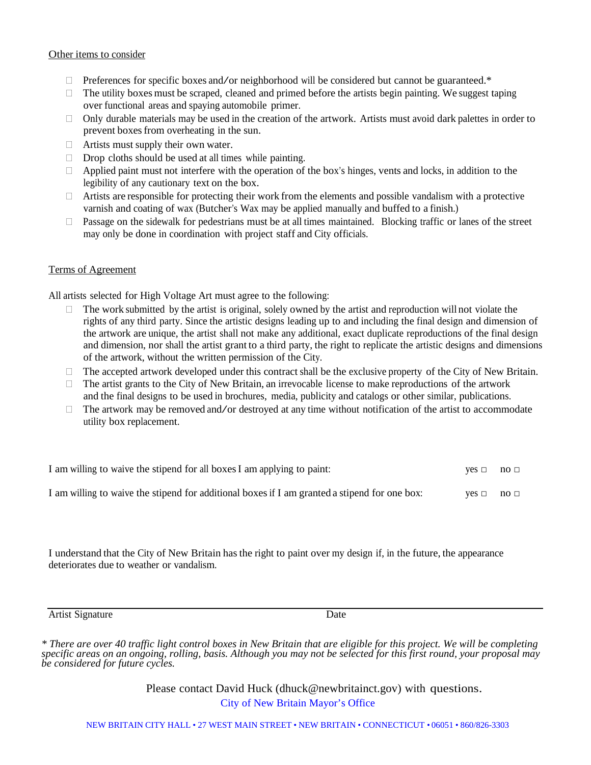Other items to consider

- Preferences for specific boxes and/or neighborhood will be considered but cannot be guaranteed.*
- The utility boxes must be scraped, cleaned and primed before the artists begin painting. We suggest taping over functional areas and spaying automobile primer.
- Only durable materials may be used in the creation of the artwork. Artists must avoid dark palettes in order to prevent boxes from overheating in the sun.
- Artists must supply their own water.
- Drop cloths should be used at all times while painting.
- Applied paint must not interfere with the operation of the box's hinges, vents and locks, in addition to the legibility of any cautionary text on the box.
- Artists are responsible for protecting their work from the elements and possible vandalism with a protective varnish and coating of wax (Butcher's Wax may be applied manually and buffed to a finish.)
- Passage on the sidewalk for pedestrians must be at all times maintained. Blocking traffic or lanes of the street may only be done in coordination with project staff and City officials.

Terms of Agreement

All artists selected for High Voltage Art must agree to the following:

- The work submitted by the artist is original, solely owned by the artist and reproduction will not violate the rights of any third party. Since the artistic designs leading up to and including the final design and dimension of the artwork are unique, the artist shall not make any additional, exact duplicate reproductions of the final design and dimension, nor shall the artist grant to a third party, the right to replicate the artistic designs and dimensions of the artwork, without the written permission of the City.
- The accepted artwork developed under this contract shall be the exclusive property of the City of New Britain.
- The artist grants to the City of New Britain, an irrevocable license to make reproductions of the artwork and the final designs to be used in brochures, media, publicity and catalogs or other similar, publications.
- The artwork may be removed and/or destroyed at any time without notification of the artist to accommodate utility box replacement.

I am willing to waive the stipend for all boxes I am applying to paint: yes □ no □

I am willing to waive the stipend for additional boxes if I am granted a stipend for one box: yes □ no □

I understand that the City of New Britain has the right to paint over my design if, in the future, the appearance deteriorates due to weather or vandalism.

Artist Signature Date

*\* There are over 40 traffic light control boxes in New Britain that are eligible for this project. We will be completing specific areas on an ongoing, rolling, basis. Although you may not be selected for this first round, your proposal may be considered for future cycles.*

Please contact David Huck (dhuck@newbritainct.gov) with questions.

City of New Britain Mayor's Office

NEW BRITAIN CITY HALL • 27 WEST MAIN STREET • NEW BRITAIN • CONNECTICUT • 06051 • 860/826-3303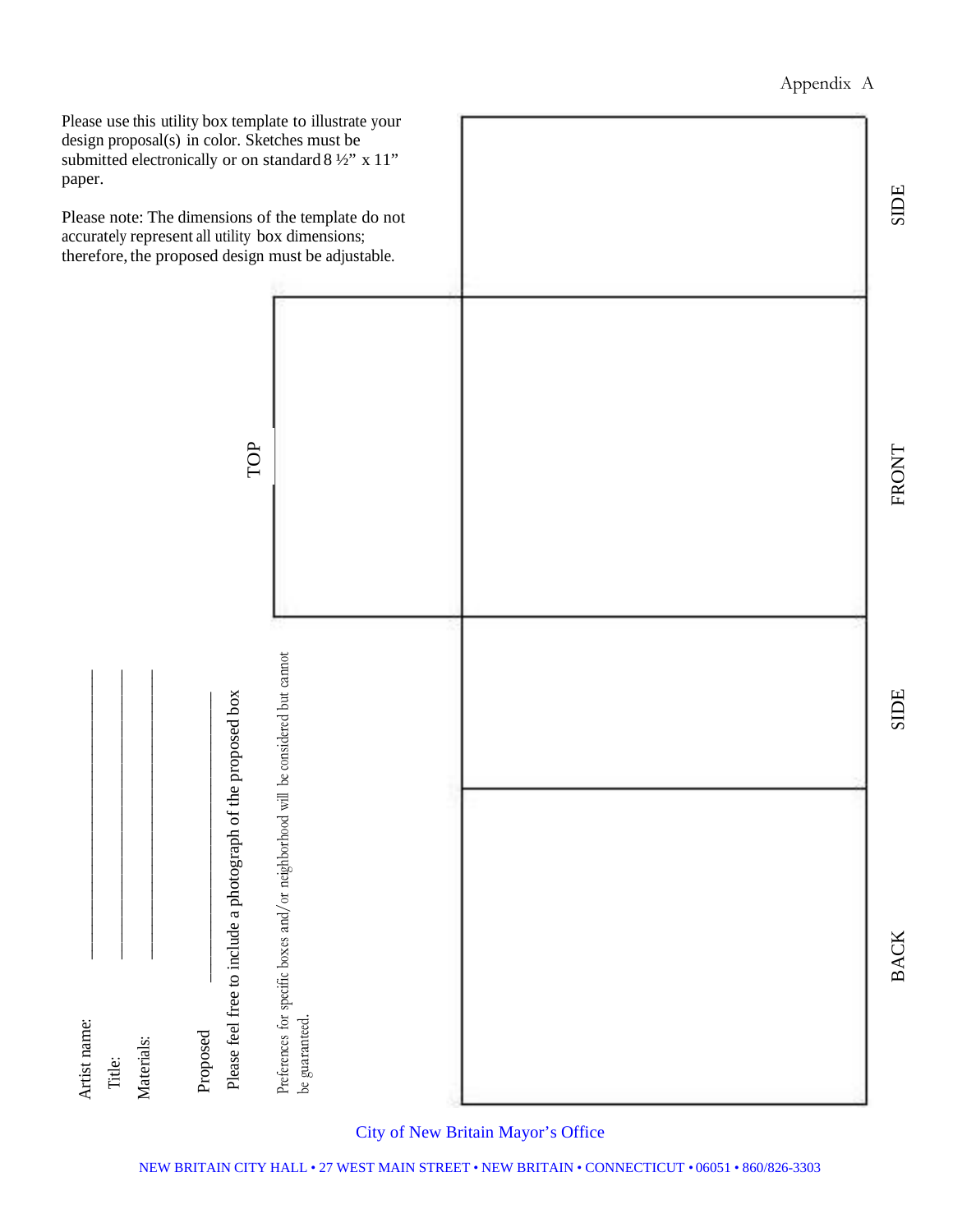Appendix A

Please use this utility box template to illustrate your design proposal(s) in color. Sketches must be submitted electronically or on standard 8 ½" x 11" paper.

Please note: The dimensions of the template do not accurately represent all utility box dimensions; therefore, the proposed design must be adjustable.

TOP

SIDE

FRONT

SIDE

BACK

Artist name: ____________________

Title: ____________________

Materials: ____________________

Proposed ____________________

Please feel free to include a photograph of the proposed box

Preferences for specific boxes and/or neighborhood will be considered but cannot be guaranteed.

City of New Britain Mayor's Office

NEW BRITAIN CITY HALL • 27 WEST MAIN STREET • NEW BRITAIN • CONNECTICUT • 06051 • 860/826-3303